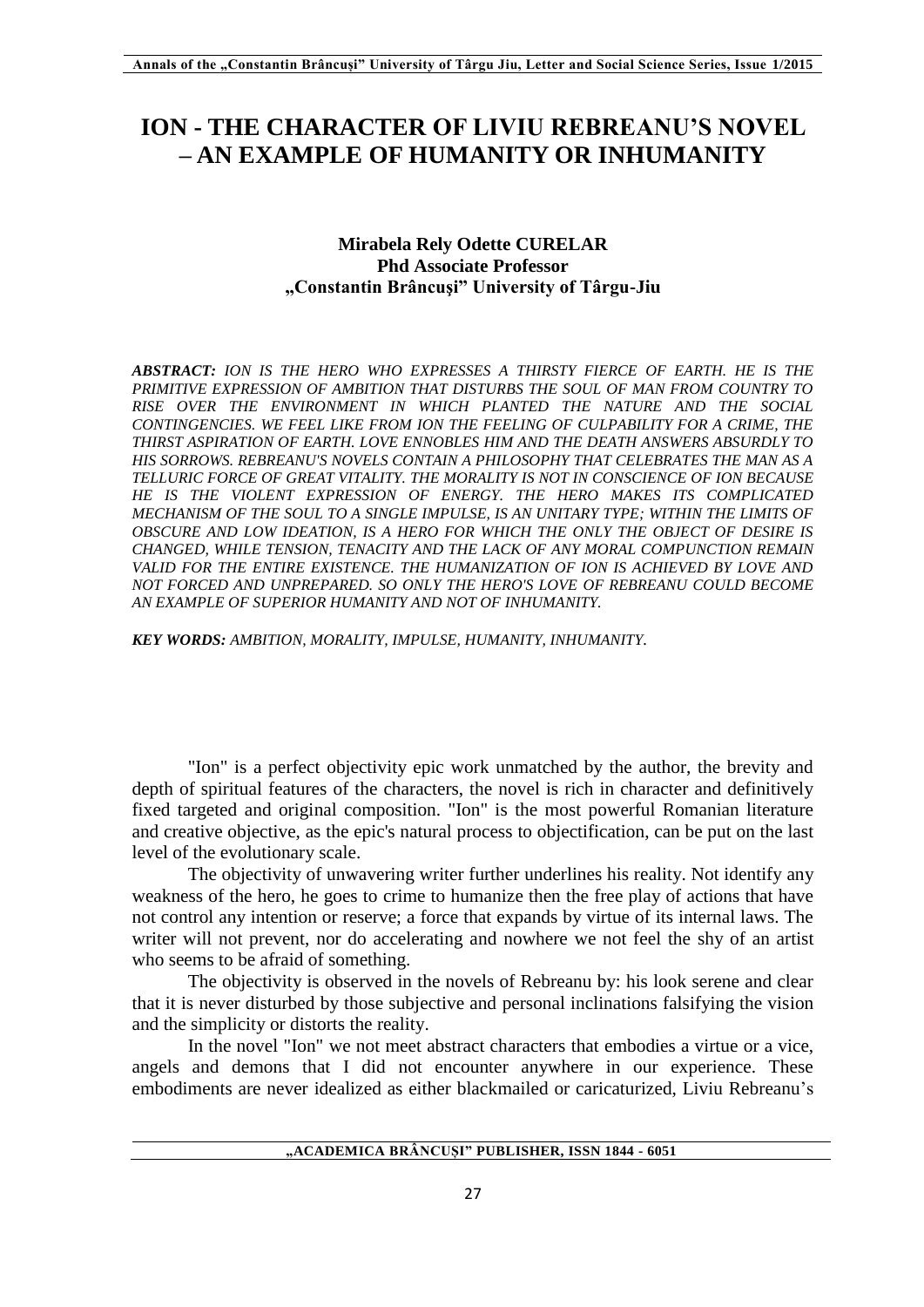# ION - THE CHARACTER OF LIVIU REBREANU'S NOVEL – AN EXAMPLE OF HUMANITY OR INHUMANITY

**Mirabela Rely Odette CURELAR**
**Phd Associate Professor**
**„Constantin Brâncuşi" University of Târgu-Jiu**

***ABSTRACT:*** *ION IS THE HERO WHO EXPRESSES A THIRSTY FIERCE OF EARTH. HE IS THE PRIMITIVE EXPRESSION OF AMBITION THAT DISTURBS THE SOUL OF MAN FROM COUNTRY TO RISE OVER THE ENVIRONMENT IN WHICH PLANTED THE NATURE AND THE SOCIAL CONTINGENCIES. WE FEEL LIKE FROM ION THE FEELING OF CULPABILITY FOR A CRIME, THE THIRST ASPIRATION OF EARTH. LOVE ENNOBLES HIM AND THE DEATH ANSWERS ABSURDLY TO HIS SORROWS. REBREANU'S NOVELS CONTAIN A PHILOSOPHY THAT CELEBRATES THE MAN AS A TELLURIC FORCE OF GREAT VITALITY. THE MORALITY IS NOT IN CONSCIENCE OF ION BECAUSE HE IS THE VIOLENT EXPRESSION OF ENERGY. THE HERO MAKES ITS COMPLICATED MECHANISM OF THE SOUL TO A SINGLE IMPULSE, IS AN UNITARY TYPE; WITHIN THE LIMITS OF OBSCURE AND LOW IDEATION, IS A HERO FOR WHICH THE ONLY THE OBJECT OF DESIRE IS CHANGED, WHILE TENSION, TENACITY AND THE LACK OF ANY MORAL COMPUNCTION REMAIN VALID FOR THE ENTIRE EXISTENCE. THE HUMANIZATION OF ION IS ACHIEVED BY LOVE AND NOT FORCED AND UNPREPARED. SO ONLY THE HERO'S LOVE OF REBREANU COULD BECOME AN EXAMPLE OF SUPERIOR HUMANITY AND NOT OF INHUMANITY.*

***KEY WORDS:*** *AMBITION, MORALITY, IMPULSE, HUMANITY, INHUMANITY.*

"Ion" is a perfect objectivity epic work unmatched by the author, the brevity and depth of spiritual features of the characters, the novel is rich in character and definitively fixed targeted and original composition. "Ion" is the most powerful Romanian literature and creative objective, as the epic's natural process to objectification, can be put on the last level of the evolutionary scale.

The objectivity of unwavering writer further underlines his reality. Not identify any weakness of the hero, he goes to crime to humanize then the free play of actions that have not control any intention or reserve; a force that expands by virtue of its internal laws. The writer will not prevent, nor do accelerating and nowhere we not feel the shy of an artist who seems to be afraid of something.

The objectivity is observed in the novels of Rebreanu by: his look serene and clear that it is never disturbed by those subjective and personal inclinations falsifying the vision and the simplicity or distorts the reality.

In the novel "Ion" we not meet abstract characters that embodies a virtue or a vice, angels and demons that I did not encounter anywhere in our experience. These embodiments are never idealized as either blackmailed or caricaturized, Liviu Rebreanu's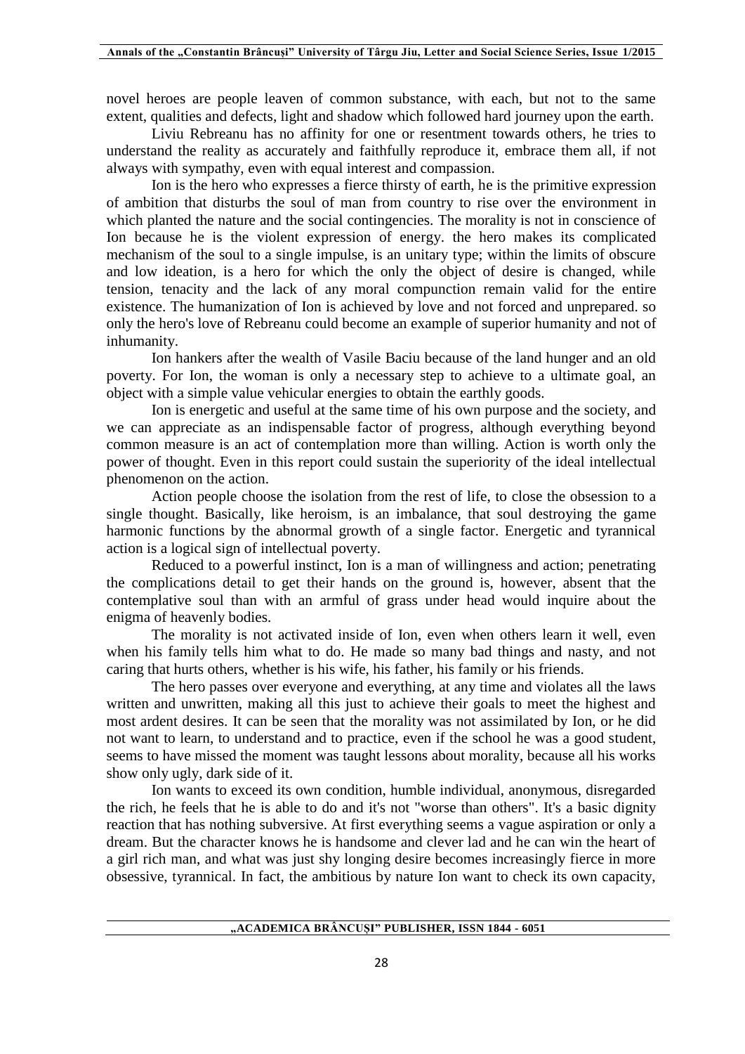novel heroes are people leaven of common substance, with each, but not to the same extent, qualities and defects, light and shadow which followed hard journey upon the earth.

Liviu Rebreanu has no affinity for one or resentment towards others, he tries to understand the reality as accurately and faithfully reproduce it, embrace them all, if not always with sympathy, even with equal interest and compassion.

Ion is the hero who expresses a fierce thirsty of earth, he is the primitive expression of ambition that disturbs the soul of man from country to rise over the environment in which planted the nature and the social contingencies. The morality is not in conscience of Ion because he is the violent expression of energy. the hero makes its complicated mechanism of the soul to a single impulse, is an unitary type; within the limits of obscure and low ideation, is a hero for which the only the object of desire is changed, while tension, tenacity and the lack of any moral compunction remain valid for the entire existence. The humanization of Ion is achieved by love and not forced and unprepared. so only the hero's love of Rebreanu could become an example of superior humanity and not of inhumanity.

Ion hankers after the wealth of Vasile Baciu because of the land hunger and an old poverty. For Ion, the woman is only a necessary step to achieve to a ultimate goal, an object with a simple value vehicular energies to obtain the earthly goods.

Ion is energetic and useful at the same time of his own purpose and the society, and we can appreciate as an indispensable factor of progress, although everything beyond common measure is an act of contemplation more than willing. Action is worth only the power of thought. Even in this report could sustain the superiority of the ideal intellectual phenomenon on the action.

Action people choose the isolation from the rest of life, to close the obsession to a single thought. Basically, like heroism, is an imbalance, that soul destroying the game harmonic functions by the abnormal growth of a single factor. Energetic and tyrannical action is a logical sign of intellectual poverty.

Reduced to a powerful instinct, Ion is a man of willingness and action; penetrating the complications detail to get their hands on the ground is, however, absent that the contemplative soul than with an armful of grass under head would inquire about the enigma of heavenly bodies.

The morality is not activated inside of Ion, even when others learn it well, even when his family tells him what to do. He made so many bad things and nasty, and not caring that hurts others, whether is his wife, his father, his family or his friends.

The hero passes over everyone and everything, at any time and violates all the laws written and unwritten, making all this just to achieve their goals to meet the highest and most ardent desires. It can be seen that the morality was not assimilated by Ion, or he did not want to learn, to understand and to practice, even if the school he was a good student, seems to have missed the moment was taught lessons about morality, because all his works show only ugly, dark side of it.

Ion wants to exceed its own condition, humble individual, anonymous, disregarded the rich, he feels that he is able to do and it's not "worse than others". It's a basic dignity reaction that has nothing subversive. At first everything seems a vague aspiration or only a dream. But the character knows he is handsome and clever lad and he can win the heart of a girl rich man, and what was just shy longing desire becomes increasingly fierce in more obsessive, tyrannical. In fact, the ambitious by nature Ion want to check its own capacity,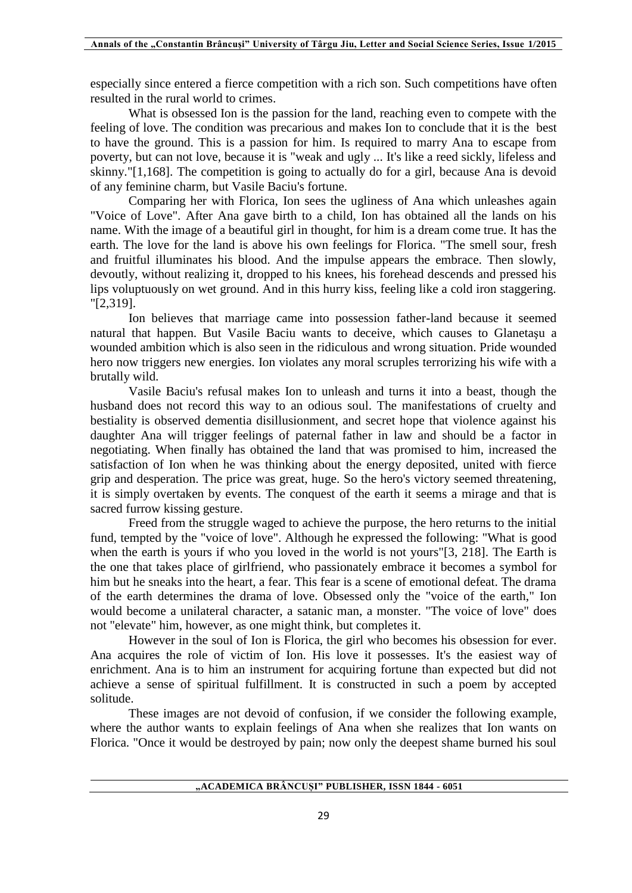especially since entered a fierce competition with a rich son. Such competitions have often resulted in the rural world to crimes.

What is obsessed Ion is the passion for the land, reaching even to compete with the feeling of love. The condition was precarious and makes Ion to conclude that it is the best to have the ground. This is a passion for him. Is required to marry Ana to escape from poverty, but can not love, because it is "weak and ugly ... It's like a reed sickly, lifeless and skinny."[1,168]. The competition is going to actually do for a girl, because Ana is devoid of any feminine charm, but Vasile Baciu's fortune.

Comparing her with Florica, Ion sees the ugliness of Ana which unleashes again "Voice of Love". After Ana gave birth to a child, Ion has obtained all the lands on his name. With the image of a beautiful girl in thought, for him is a dream come true. It has the earth. The love for the land is above his own feelings for Florica. "The smell sour, fresh and fruitful illuminates his blood. And the impulse appears the embrace. Then slowly, devoutly, without realizing it, dropped to his knees, his forehead descends and pressed his lips voluptuously on wet ground. And in this hurry kiss, feeling like a cold iron staggering. "[2,319].

Ion believes that marriage came into possession father-land because it seemed natural that happen. But Vasile Baciu wants to deceive, which causes to Glanetașu a wounded ambition which is also seen in the ridiculous and wrong situation. Pride wounded hero now triggers new energies. Ion violates any moral scruples terrorizing his wife with a brutally wild.

Vasile Baciu's refusal makes Ion to unleash and turns it into a beast, though the husband does not record this way to an odious soul. The manifestations of cruelty and bestiality is observed dementia disillusionment, and secret hope that violence against his daughter Ana will trigger feelings of paternal father in law and should be a factor in negotiating. When finally has obtained the land that was promised to him, increased the satisfaction of Ion when he was thinking about the energy deposited, united with fierce grip and desperation. The price was great, huge. So the hero's victory seemed threatening, it is simply overtaken by events. The conquest of the earth it seems a mirage and that is sacred furrow kissing gesture.

Freed from the struggle waged to achieve the purpose, the hero returns to the initial fund, tempted by the "voice of love". Although he expressed the following: "What is good when the earth is yours if who you loved in the world is not yours"[3, 218]. The Earth is the one that takes place of girlfriend, who passionately embrace it becomes a symbol for him but he sneaks into the heart, a fear. This fear is a scene of emotional defeat. The drama of the earth determines the drama of love. Obsessed only the "voice of the earth," Ion would become a unilateral character, a satanic man, a monster. "The voice of love" does not "elevate" him, however, as one might think, but completes it.

However in the soul of Ion is Florica, the girl who becomes his obsession for ever. Ana acquires the role of victim of Ion. His love it possesses. It's the easiest way of enrichment. Ana is to him an instrument for acquiring fortune than expected but did not achieve a sense of spiritual fulfillment. It is constructed in such a poem by accepted solitude.

These images are not devoid of confusion, if we consider the following example, where the author wants to explain feelings of Ana when she realizes that Ion wants on Florica. "Once it would be destroyed by pain; now only the deepest shame burned his soul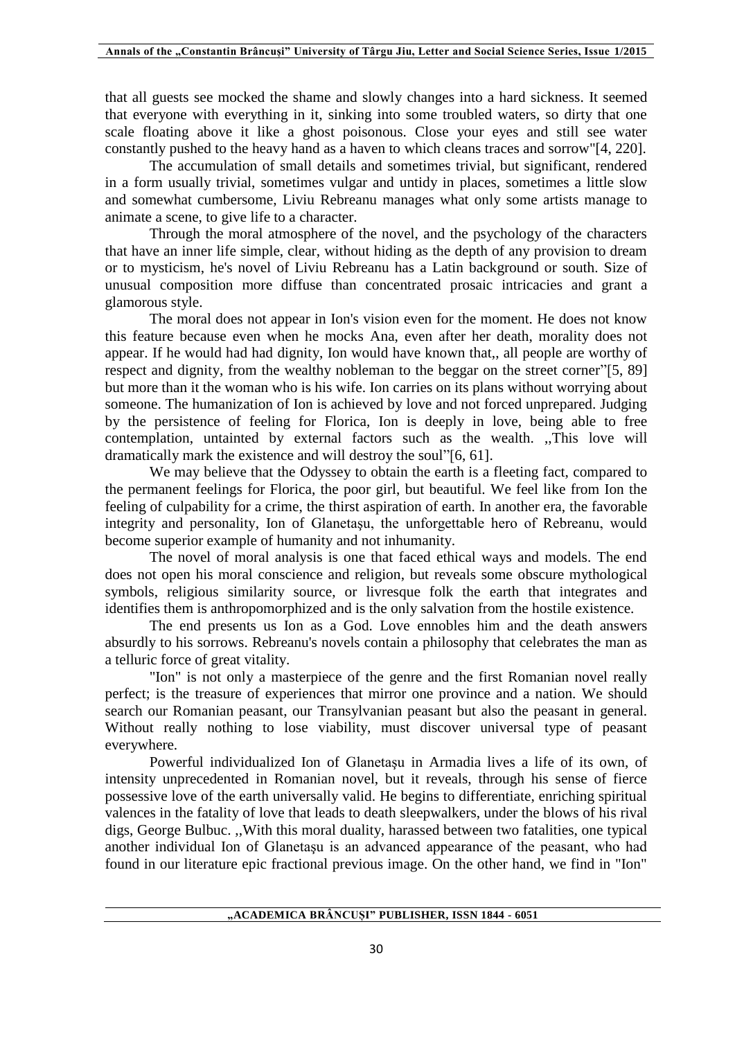that all guests see mocked the shame and slowly changes into a hard sickness. It seemed that everyone with everything in it, sinking into some troubled waters, so dirty that one scale floating above it like a ghost poisonous. Close your eyes and still see water constantly pushed to the heavy hand as a haven to which cleans traces and sorrow"[4, 220].

The accumulation of small details and sometimes trivial, but significant, rendered in a form usually trivial, sometimes vulgar and untidy in places, sometimes a little slow and somewhat cumbersome, Liviu Rebreanu manages what only some artists manage to animate a scene, to give life to a character.

Through the moral atmosphere of the novel, and the psychology of the characters that have an inner life simple, clear, without hiding as the depth of any provision to dream or to mysticism, he's novel of Liviu Rebreanu has a Latin background or south. Size of unusual composition more diffuse than concentrated prosaic intricacies and grant a glamorous style.

The moral does not appear in Ion's vision even for the moment. He does not know this feature because even when he mocks Ana, even after her death, morality does not appear. If he would had had dignity, Ion would have known that,, all people are worthy of respect and dignity, from the wealthy nobleman to the beggar on the street corner"[5, 89] but more than it the woman who is his wife. Ion carries on its plans without worrying about someone. The humanization of Ion is achieved by love and not forced unprepared. Judging by the persistence of feeling for Florica, Ion is deeply in love, being able to free contemplation, untainted by external factors such as the wealth. ,,This love will dramatically mark the existence and will destroy the soul"[6, 61].

We may believe that the Odyssey to obtain the earth is a fleeting fact, compared to the permanent feelings for Florica, the poor girl, but beautiful. We feel like from Ion the feeling of culpability for a crime, the thirst aspiration of earth. In another era, the favorable integrity and personality, Ion of Glanetaşu, the unforgettable hero of Rebreanu, would become superior example of humanity and not inhumanity.

The novel of moral analysis is one that faced ethical ways and models. The end does not open his moral conscience and religion, but reveals some obscure mythological symbols, religious similarity source, or livresque folk the earth that integrates and identifies them is anthropomorphized and is the only salvation from the hostile existence.

The end presents us Ion as a God. Love ennobles him and the death answers absurdly to his sorrows. Rebreanu's novels contain a philosophy that celebrates the man as a telluric force of great vitality.

"Ion" is not only a masterpiece of the genre and the first Romanian novel really perfect; is the treasure of experiences that mirror one province and a nation. We should search our Romanian peasant, our Transylvanian peasant but also the peasant in general. Without really nothing to lose viability, must discover universal type of peasant everywhere.

Powerful individualized Ion of Glanetaşu in Armadia lives a life of its own, of intensity unprecedented in Romanian novel, but it reveals, through his sense of fierce possessive love of the earth universally valid. He begins to differentiate, enriching spiritual valences in the fatality of love that leads to death sleepwalkers, under the blows of his rival digs, George Bulbuc. ,,With this moral duality, harassed between two fatalities, one typical another individual Ion of Glanetaşu is an advanced appearance of the peasant, who had found in our literature epic fractional previous image. On the other hand, we find in "Ion"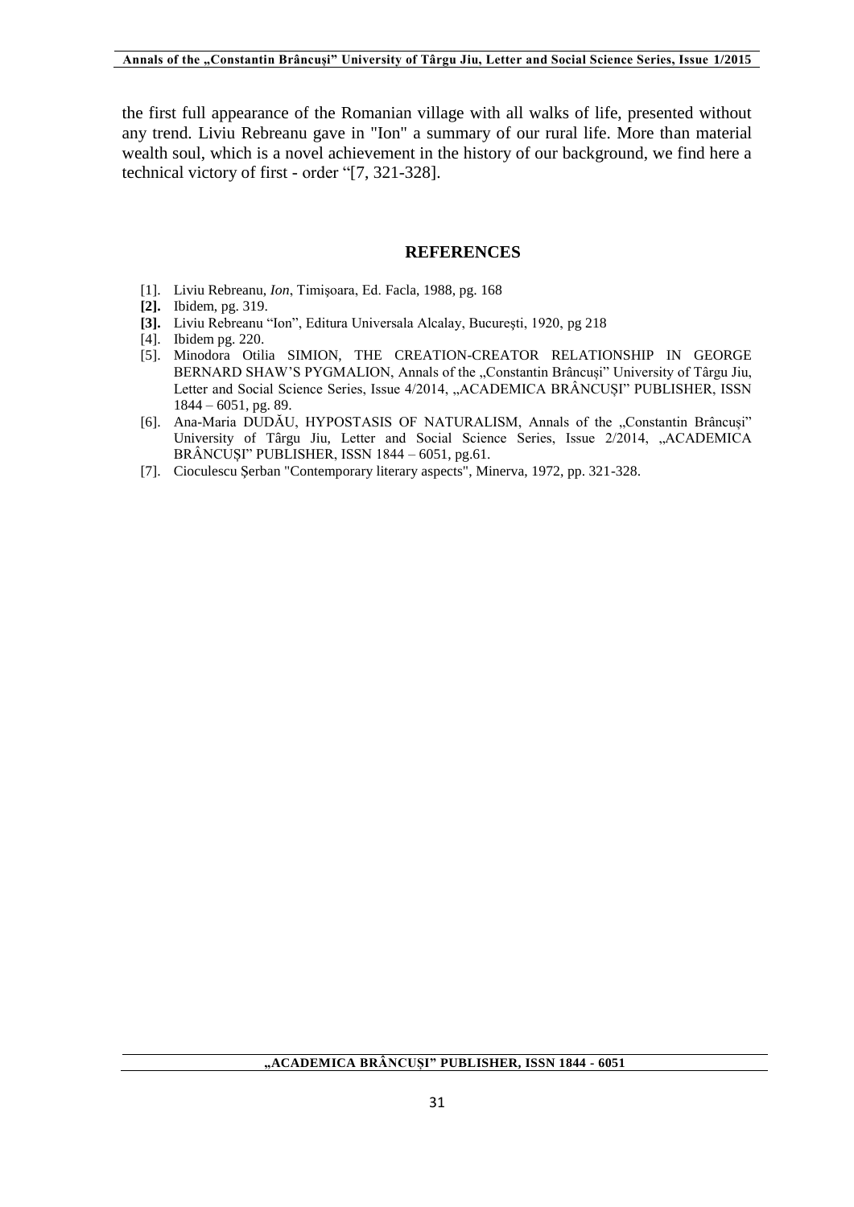the first full appearance of the Romanian village with all walks of life, presented without any trend. Liviu Rebreanu gave in "Ion" a summary of our rural life. More than material wealth soul, which is a novel achievement in the history of our background, we find here a technical victory of first - order "[7, 321-328].

## REFERENCES

[1]. Liviu Rebreanu, *Ion*, Timişoara, Ed. Facla, 1988, pg. 168

**[2].** Ibidem, pg. 319.

**[3].** Liviu Rebreanu "Ion", Editura Universala Alcalay, Bucureşti, 1920, pg 218

[4]. Ibidem pg. 220.

[5]. Minodora Otilia SIMION, THE CREATION-CREATOR RELATIONSHIP IN GEORGE BERNARD SHAW'S PYGMALION, Annals of the „Constantin Brâncuşi" University of Târgu Jiu, Letter and Social Science Series, Issue 4/2014, „ACADEMICA BRÂNCUŞI" PUBLISHER, ISSN 1844 – 6051, pg. 89.

[6]. Ana-Maria DUDĂU, HYPOSTASIS OF NATURALISM, Annals of the „Constantin Brâncuşi" University of Târgu Jiu, Letter and Social Science Series, Issue 2/2014, „ACADEMICA BRÂNCUŞI" PUBLISHER, ISSN 1844 – 6051, pg.61.

[7]. Cioculescu Şerban "Contemporary literary aspects", Minerva, 1972, pp. 321-328.